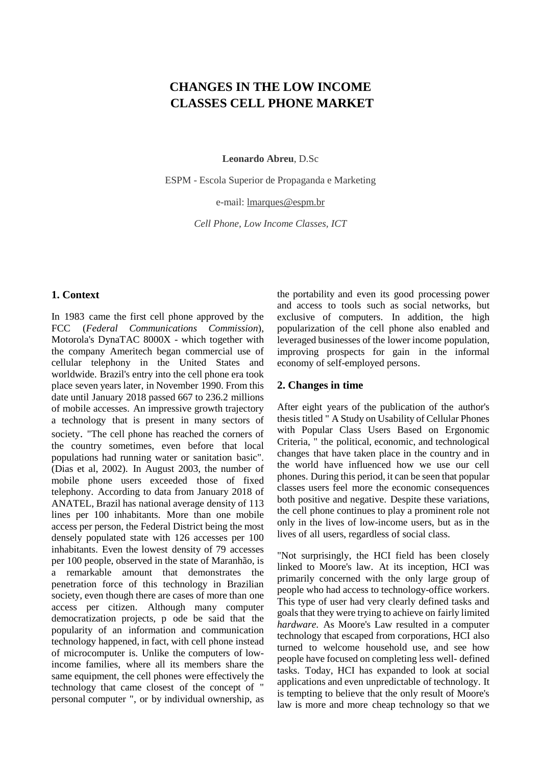# CHANGES IN THE LOW INCOME CLASSES CELL PHONE MARKET

**Leonardo Abreu**, D.Sc

ESPM - Escola Superior de Propaganda e Marketing

e-mail: lmarques@espm.br

*Cell Phone, Low Income Classes, ICT*

## 1. Context

In 1983 came the first cell phone approved by the FCC (*Federal Communications Commission*), Motorola's DynaTAC 8000X - which together with the company Ameritech began commercial use of cellular telephony in the United States and worldwide. Brazil's entry into the cell phone era took place seven years later, in November 1990. From this date until January 2018 passed 667 to 236.2 millions of mobile accesses. An impressive growth trajectory a technology that is present in many sectors of society. "The cell phone has reached the corners of the country sometimes, even before that local populations had running water or sanitation basic". (Dias et al, 2002). In August 2003, the number of mobile phone users exceeded those of fixed telephony. According to data from January 2018 of ANATEL, Brazil has national average density of 113 lines per 100 inhabitants. More than one mobile access per person, the Federal District being the most densely populated state with 126 accesses per 100 inhabitants. Even the lowest density of 79 accesses per 100 people, observed in the state of Maranhão, is a remarkable amount that demonstrates the penetration force of this technology in Brazilian society, even though there are cases of more than one access per citizen. Although many computer democratization projects, p ode be said that the popularity of an information and communication technology happened, in fact, with cell phone instead of microcomputer is. Unlike the computers of low-income families, where all its members share the same equipment, the cell phones were effectively the technology that came closest of the concept of " personal computer ", or by individual ownership, as the portability and even its good processing power and access to tools such as social networks, but exclusive of computers. In addition, the high popularization of the cell phone also enabled and leveraged businesses of the lower income population, improving prospects for gain in the informal economy of self-employed persons.

## 2. Changes in time

After eight years of the publication of the author's thesis titled " A Study on Usability of Cellular Phones with Popular Class Users Based on Ergonomic Criteria, " the political, economic, and technological changes that have taken place in the country and in the world have influenced how we use our cell phones. During this period, it can be seen that popular classes users feel more the economic consequences both positive and negative. Despite these variations, the cell phone continues to play a prominent role not only in the lives of low-income users, but as in the lives of all users, regardless of social class.

"Not surprisingly, the HCI field has been closely linked to Moore's law. At its inception, HCI was primarily concerned with the only large group of people who had access to technology-office workers. This type of user had very clearly defined tasks and goals that they were trying to achieve on fairly limited *hardware*. As Moore's Law resulted in a computer technology that escaped from corporations, HCI also turned to welcome household use, and see how people have focused on completing less well- defined tasks. Today, HCI has expanded to look at social applications and even unpredictable of technology. It is tempting to believe that the only result of Moore's law is more and more cheap technology so that we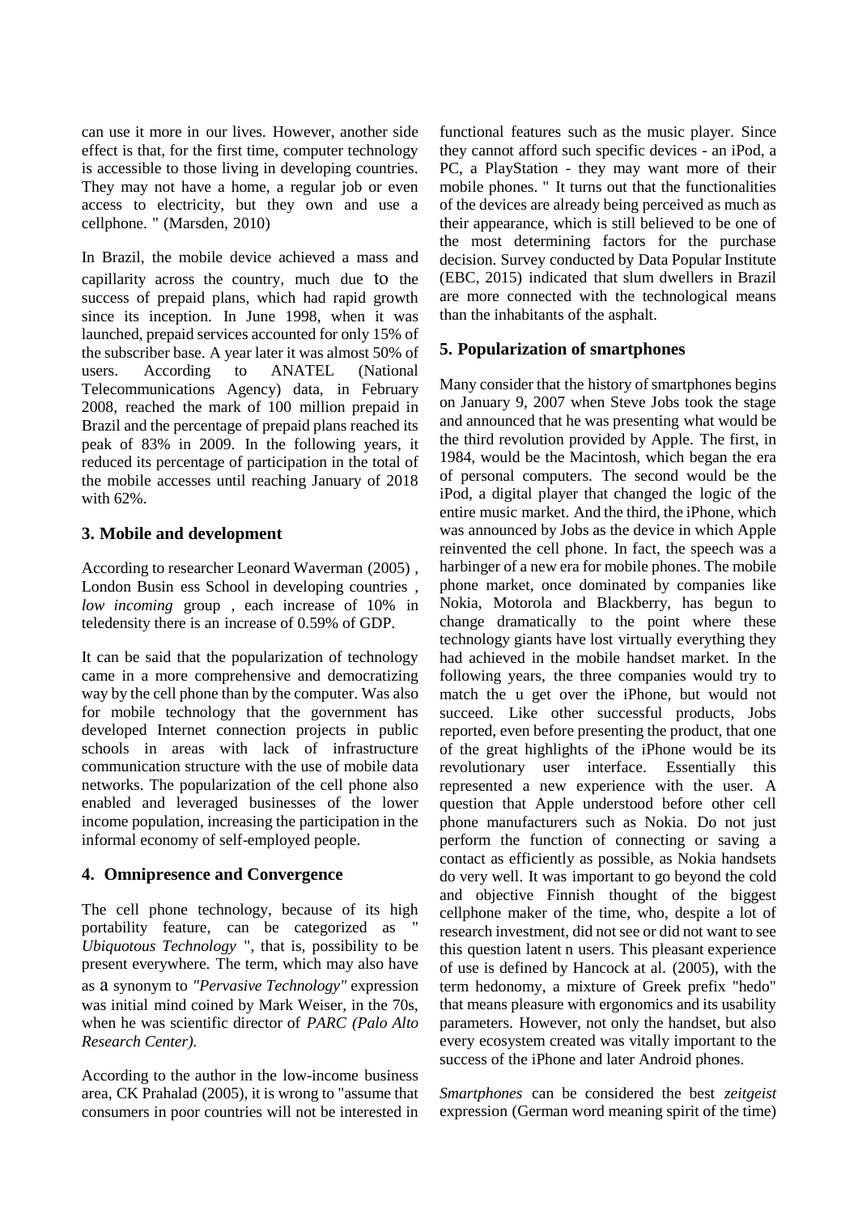can use it more in our lives. However, another side effect is that, for the first time, computer technology is accessible to those living in developing countries. They may not have a home, a regular job or even access to electricity, but they own and use a cellphone. " (Marsden, 2010)

In Brazil, the mobile device achieved a mass and capillarity across the country, much due to the success of prepaid plans, which had rapid growth since its inception. In June 1998, when it was launched, prepaid services accounted for only 15% of the subscriber base. A year later it was almost 50% of users. According to ANATEL (National Telecommunications Agency) data, in February 2008, reached the mark of 100 million prepaid in Brazil and the percentage of prepaid plans reached its peak of 83% in 2009. In the following years, it reduced its percentage of participation in the total of the mobile accesses until reaching January of 2018 with 62%.

## 3. Mobile and development

According to researcher Leonard Waverman (2005) , London Busin ess School in developing countries , *low incoming* group , each increase of 10% in teledensity there is an increase of 0.59% of GDP.

It can be said that the popularization of technology came in a more comprehensive and democratizing way by the cell phone than by the computer. Was also for mobile technology that the government has developed Internet connection projects in public schools in areas with lack of infrastructure communication structure with the use of mobile data networks. The popularization of the cell phone also enabled and leveraged businesses of the lower income population, increasing the participation in the informal economy of self-employed people.

## 4. Omnipresence and Convergence

The cell phone technology, because of its high portability feature, can be categorized as " *Ubiquotous Technology* ", that is, possibility to be present everywhere. The term, which may also have as a synonym to *"Pervasive Technology"* expression was initial mind coined by Mark Weiser, in the 70s, when he was scientific director of *PARC (Palo Alto Research Center).*

According to the author in the low-income business area, CK Prahalad (2005), it is wrong to "assume that consumers in poor countries will not be interested in functional features such as the music player. Since they cannot afford such specific devices - an iPod, a PC, a PlayStation - they may want more of their mobile phones. " It turns out that the functionalities of the devices are already being perceived as much as their appearance, which is still believed to be one of the most determining factors for the purchase decision. Survey conducted by Data Popular Institute (EBC, 2015) indicated that slum dwellers in Brazil are more connected with the technological means than the inhabitants of the asphalt.

## 5. Popularization of smartphones

Many consider that the history of smartphones begins on January 9, 2007 when Steve Jobs took the stage and announced that he was presenting what would be the third revolution provided by Apple. The first, in 1984, would be the Macintosh, which began the era of personal computers. The second would be the iPod, a digital player that changed the logic of the entire music market. And the third, the iPhone, which was announced by Jobs as the device in which Apple reinvented the cell phone. In fact, the speech was a harbinger of a new era for mobile phones. The mobile phone market, once dominated by companies like Nokia, Motorola and Blackberry, has begun to change dramatically to the point where these technology giants have lost virtually everything they had achieved in the mobile handset market. In the following years, the three companies would try to match the u get over the iPhone, but would not succeed. Like other successful products, Jobs reported, even before presenting the product, that one of the great highlights of the iPhone would be its revolutionary user interface. Essentially this represented a new experience with the user. A question that Apple understood before other cell phone manufacturers such as Nokia. Do not just perform the function of connecting or saving a contact as efficiently as possible, as Nokia handsets do very well. It was important to go beyond the cold and objective Finnish thought of the biggest cellphone maker of the time, who, despite a lot of research investment, did not see or did not want to see this question latent n users. This pleasant experience of use is defined by Hancock at al. (2005), with the term hedonomy, a mixture of Greek prefix "hedo" that means pleasure with ergonomics and its usability parameters. However, not only the handset, but also every ecosystem created was vitally important to the success of the iPhone and later Android phones.

*Smartphones* can be considered the best *zeitgeist* expression (German word meaning spirit of the time)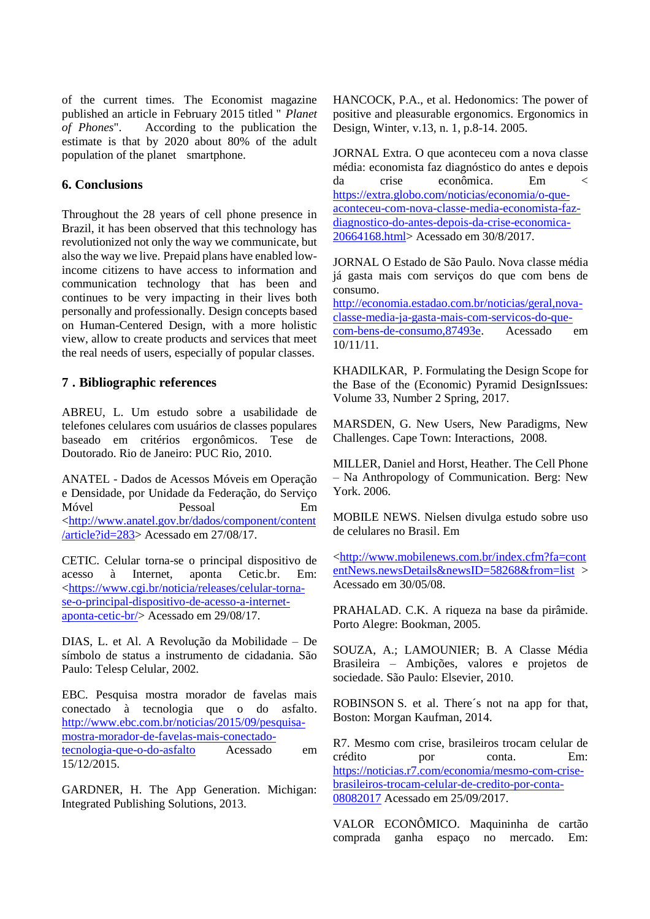of the current times. The Economist magazine published an article in February 2015 titled " *Planet of Phones*". According to the publication the estimate is that by 2020 about 80% of the adult population of the planet smartphone.

## 6. Conclusions

Throughout the 28 years of cell phone presence in Brazil, it has been observed that this technology has revolutionized not only the way we communicate, but also the way we live. Prepaid plans have enabled low-income citizens to have access to information and communication technology that has been and continues to be very impacting in their lives both personally and professionally. Design concepts based on Human-Centered Design, with a more holistic view, allow to create products and services that meet the real needs of users, especially of popular classes.

## 7 . Bibliographic references

ABREU, L. Um estudo sobre a usabilidade de telefones celulares com usuários de classes populares baseado em critérios ergonômicos. Tese de Doutorado. Rio de Janeiro: PUC Rio, 2010.

ANATEL - Dados de Acessos Móveis em Operação e Densidade, por Unidade da Federação, do Serviço Móvel Pessoal Em <http://www.anatel.gov.br/dados/component/content/article?id=283> Acessado em 27/08/17.

CETIC. Celular torna-se o principal dispositivo de acesso à Internet, aponta Cetic.br. Em: <https://www.cgi.br/noticia/releases/celular-torna-se-o-principal-dispositivo-de-acesso-a-internet-aponta-cetic-br/> Acessado em 29/08/17.

DIAS, L. et Al. A Revolução da Mobilidade – De símbolo de status a instrumento de cidadania. São Paulo: Telesp Celular, 2002.

EBC. Pesquisa mostra morador de favelas mais conectado à tecnologia que o do asfalto. http://www.ebc.com.br/noticias/2015/09/pesquisa-mostra-morador-de-favelas-mais-conectado-tecnologia-que-o-do-asfalto Acessado em 15/12/2015.

GARDNER, H. The App Generation. Michigan: Integrated Publishing Solutions, 2013.

HANCOCK, P.A., et al. Hedonomics: The power of positive and pleasurable ergonomics. Ergonomics in Design, Winter, v.13, n. 1, p.8-14. 2005.

JORNAL Extra. O que aconteceu com a nova classe média: economista faz diagnóstico do antes e depois da crise econômica. Em < https://extra.globo.com/noticias/economia/o-que-aconteceu-com-nova-classe-media-economista-faz-diagnostico-do-antes-depois-da-crise-economica-20664168.html> Acessado em 30/8/2017.

JORNAL O Estado de São Paulo. Nova classe média já gasta mais com serviços do que com bens de consumo. http://economia.estadao.com.br/noticias/geral,nova-classe-media-ja-gasta-mais-com-servicos-do-que-com-bens-de-consumo,87493e. Acessado em 10/11/11.

KHADILKAR, P. Formulating the Design Scope for the Base of the (Economic) Pyramid DesignIssues: Volume 33, Number 2 Spring, 2017.

MARSDEN, G. New Users, New Paradigms, New Challenges. Cape Town: Interactions, 2008.

MILLER, Daniel and Horst, Heather. The Cell Phone – Na Anthropology of Communication. Berg: New York. 2006.

MOBILE NEWS. Nielsen divulga estudo sobre uso de celulares no Brasil. Em

<http://www.mobilenews.com.br/index.cfm?fa=contentNews.newsDetails&newsID=58268&from=list > Acessado em 30/05/08.

PRAHALAD. C.K. A riqueza na base da pirâmide. Porto Alegre: Bookman, 2005.

SOUZA, A.; LAMOUNIER; B. A Classe Média Brasileira – Ambições, valores e projetos de sociedade. São Paulo: Elsevier, 2010.

ROBINSON S. et al. There´s not na app for that, Boston: Morgan Kaufman, 2014.

R7. Mesmo com crise, brasileiros trocam celular de crédito por conta. Em: https://noticias.r7.com/economia/mesmo-com-crise-brasileiros-trocam-celular-de-credito-por-conta-08082017 Acessado em 25/09/2017.

VALOR ECONÔMICO. Maquininha de cartão comprada ganha espaço no mercado. Em: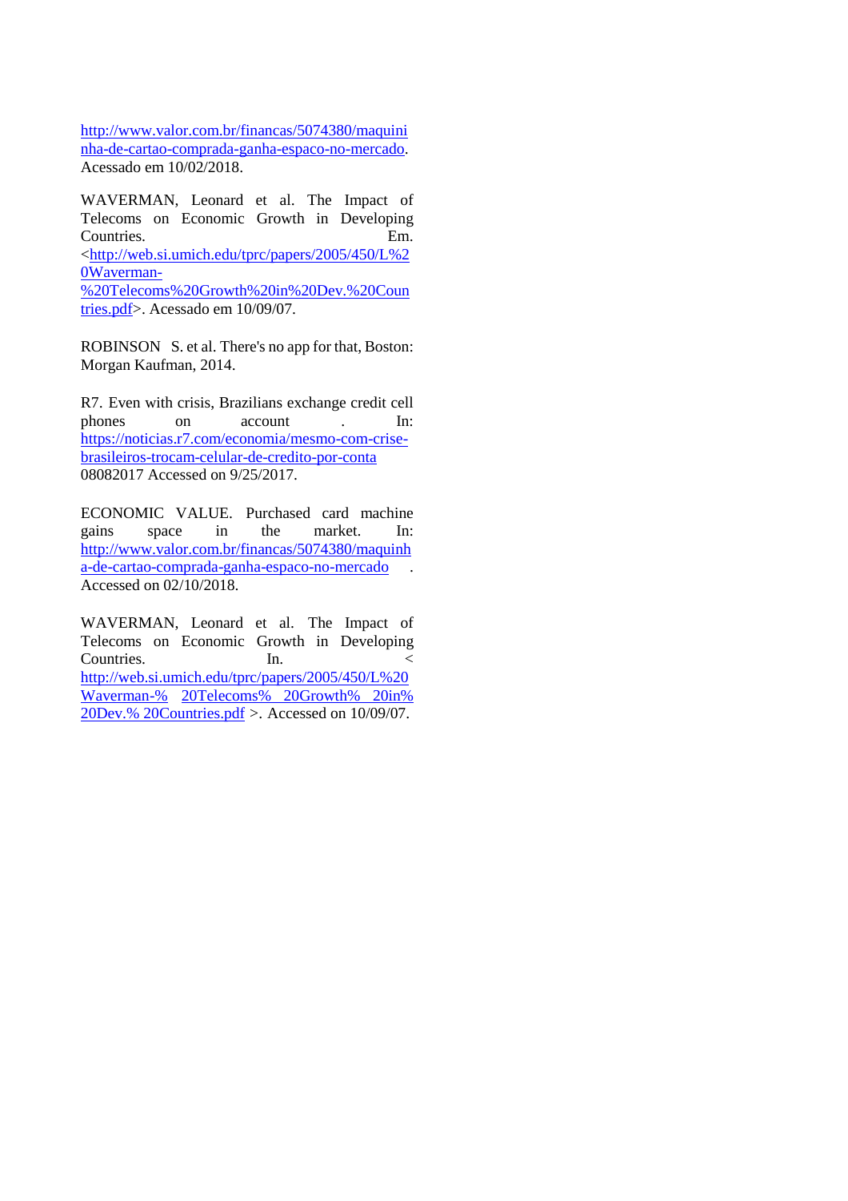http://www.valor.com.br/financas/5074380/maquininha-de-cartao-comprada-ganha-espaco-no-mercado. Acessado em 10/02/2018.

WAVERMAN, Leonard et al. The Impact of Telecoms on Economic Growth in Developing Countries. Em. <http://web.si.umich.edu/tprc/papers/2005/450/L%20Waverman-%20Telecoms%20Growth%20in%20Dev.%20Countries.pdf>. Acessado em 10/09/07.

ROBINSON S. et al. There's no app for that, Boston: Morgan Kaufman, 2014.

R7. Even with crisis, Brazilians exchange credit cell phones on account . In: https://noticias.r7.com/economia/mesmo-com-crise-brasileiros-trocam-celular-de-credito-por-conta 08082017 Accessed on 9/25/2017.

ECONOMIC VALUE. Purchased card machine gains space in the market. In: http://www.valor.com.br/financas/5074380/maquinha-de-cartao-comprada-ganha-espaco-no-mercado . Accessed on 02/10/2018.

WAVERMAN, Leonard et al. The Impact of Telecoms on Economic Growth in Developing Countries. In. < http://web.si.umich.edu/tprc/papers/2005/450/L%20Waverman-% 20Telecoms% 20Growth% 20in% 20Dev.% 20Countries.pdf >. Accessed on 10/09/07.